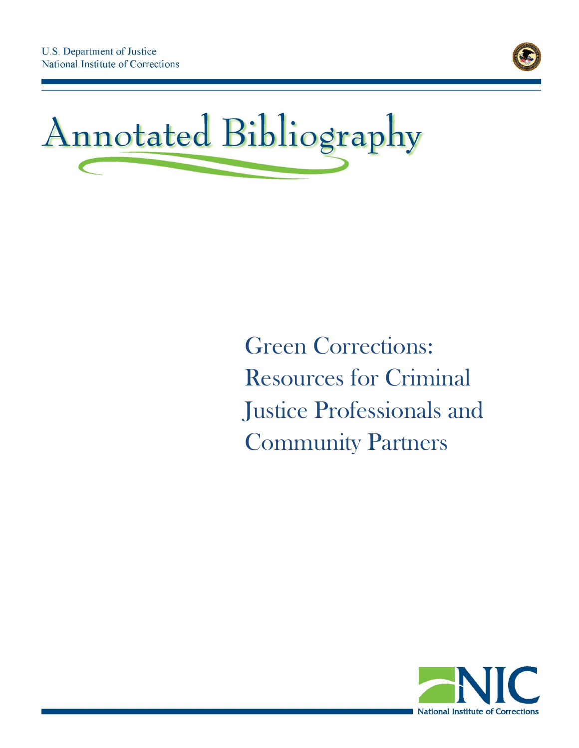U.S. Department of Justice
National Institute of Corrections

# Annotated Bibliography

## Green Corrections: Resources for Criminal Justice Professionals and Community Partners

NIC
National Institute of Corrections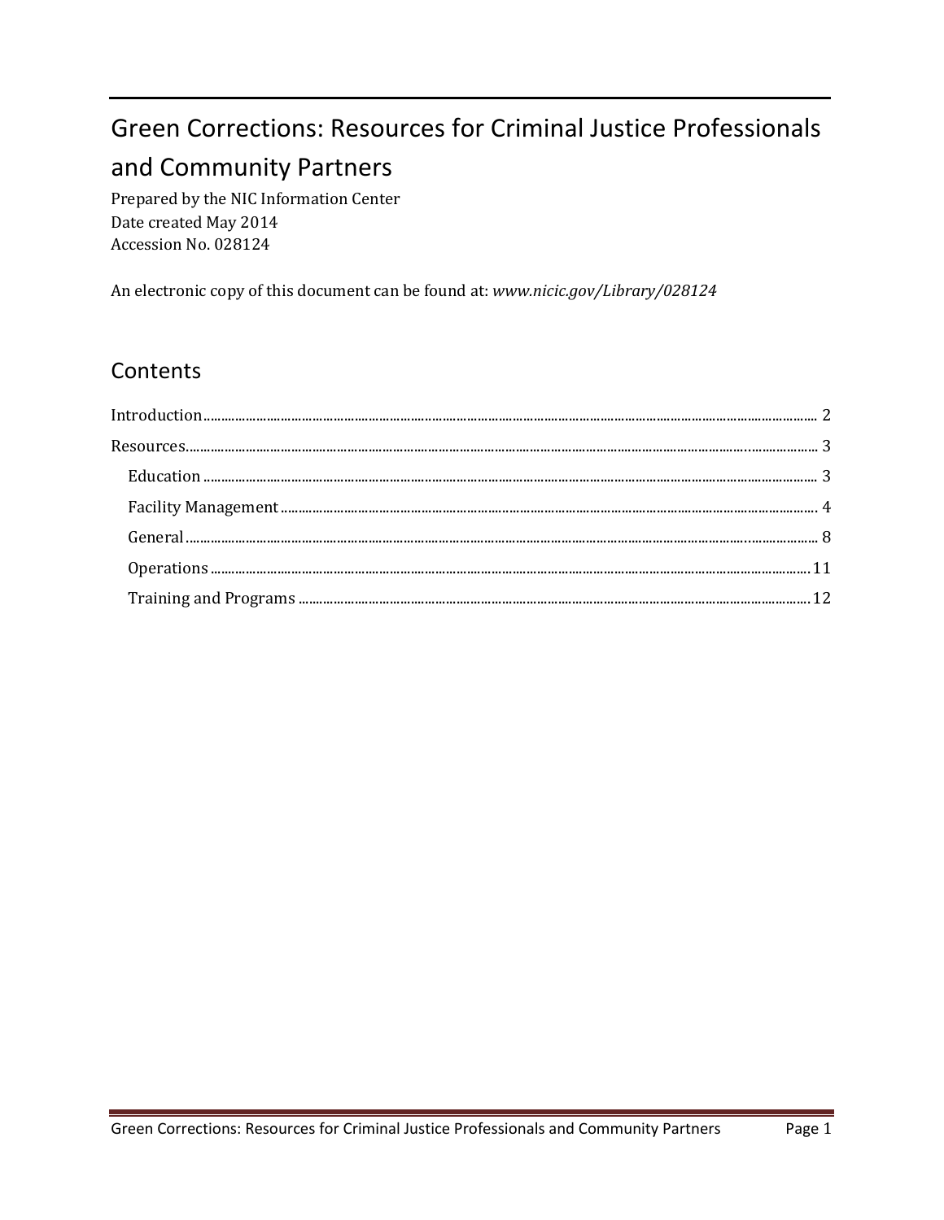# Green Corrections: Resources for Criminal Justice Professionals and Community Partners

Prepared by the NIC Information Center
Date created May 2014
Accession No. 028124

An electronic copy of this document can be found at: *www.nicic.gov/Library/028124*

## Contents

Introduction ..... 2
Resources ..... 3
- Education ..... 3
- Facility Management ..... 4
- General ..... 8
- Operations ..... 11
- Training and Programs ..... 12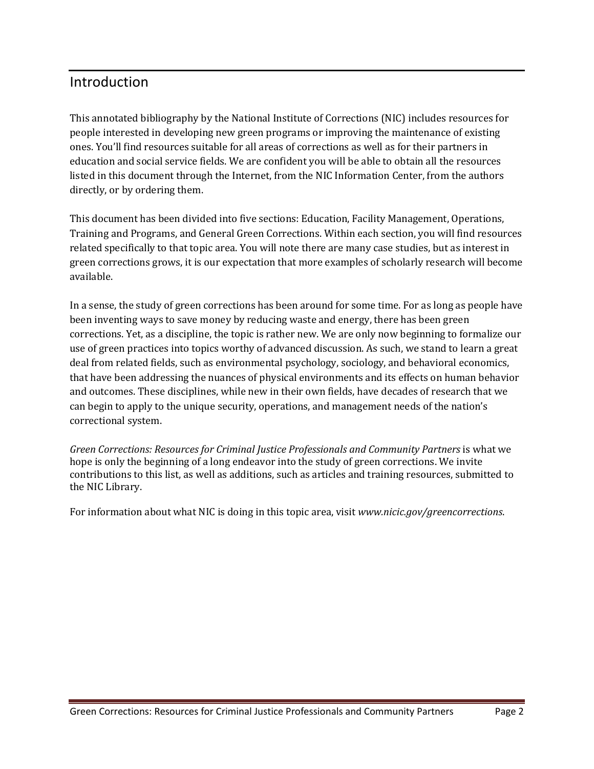## Introduction

This annotated bibliography by the National Institute of Corrections (NIC) includes resources for people interested in developing new green programs or improving the maintenance of existing ones. You'll find resources suitable for all areas of corrections as well as for their partners in education and social service fields. We are confident you will be able to obtain all the resources listed in this document through the Internet, from the NIC Information Center, from the authors directly, or by ordering them.

This document has been divided into five sections: Education, Facility Management, Operations, Training and Programs, and General Green Corrections. Within each section, you will find resources related specifically to that topic area. You will note there are many case studies, but as interest in green corrections grows, it is our expectation that more examples of scholarly research will become available.

In a sense, the study of green corrections has been around for some time. For as long as people have been inventing ways to save money by reducing waste and energy, there has been green corrections. Yet, as a discipline, the topic is rather new. We are only now beginning to formalize our use of green practices into topics worthy of advanced discussion. As such, we stand to learn a great deal from related fields, such as environmental psychology, sociology, and behavioral economics, that have been addressing the nuances of physical environments and its effects on human behavior and outcomes. These disciplines, while new in their own fields, have decades of research that we can begin to apply to the unique security, operations, and management needs of the nation's correctional system.

*Green Corrections: Resources for Criminal Justice Professionals and Community Partners* is what we hope is only the beginning of a long endeavor into the study of green corrections. We invite contributions to this list, as well as additions, such as articles and training resources, submitted to the NIC Library.

For information about what NIC is doing in this topic area, visit *www.nicic.gov/greencorrections*.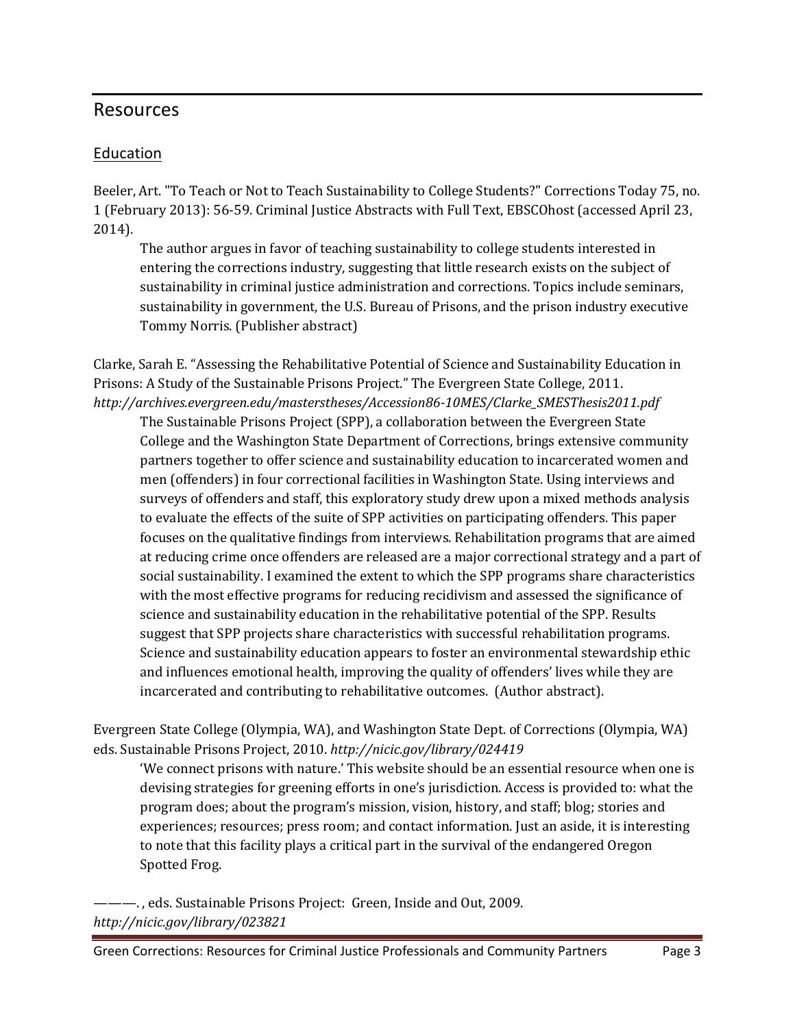## Resources

### Education

Beeler, Art. "To Teach or Not to Teach Sustainability to College Students?" Corrections Today 75, no. 1 (February 2013): 56-59. Criminal Justice Abstracts with Full Text, EBSCOhost (accessed April 23, 2014).

> The author argues in favor of teaching sustainability to college students interested in entering the corrections industry, suggesting that little research exists on the subject of sustainability in criminal justice administration and corrections. Topics include seminars, sustainability in government, the U.S. Bureau of Prisons, and the prison industry executive Tommy Norris. (Publisher abstract)

Clarke, Sarah E. "Assessing the Rehabilitative Potential of Science and Sustainability Education in Prisons: A Study of the Sustainable Prisons Project." The Evergreen State College, 2011. *http://archives.evergreen.edu/masterstheses/Accession86-10MES/Clarke_SMESThesis2011.pdf*

> The Sustainable Prisons Project (SPP), a collaboration between the Evergreen State College and the Washington State Department of Corrections, brings extensive community partners together to offer science and sustainability education to incarcerated women and men (offenders) in four correctional facilities in Washington State. Using interviews and surveys of offenders and staff, this exploratory study drew upon a mixed methods analysis to evaluate the effects of the suite of SPP activities on participating offenders. This paper focuses on the qualitative findings from interviews. Rehabilitation programs that are aimed at reducing crime once offenders are released are a major correctional strategy and a part of social sustainability. I examined the extent to which the SPP programs share characteristics with the most effective programs for reducing recidivism and assessed the significance of science and sustainability education in the rehabilitative potential of the SPP. Results suggest that SPP projects share characteristics with successful rehabilitation programs. Science and sustainability education appears to foster an environmental stewardship ethic and influences emotional health, improving the quality of offenders' lives while they are incarcerated and contributing to rehabilitative outcomes. (Author abstract).

Evergreen State College (Olympia, WA), and Washington State Dept. of Corrections (Olympia, WA) eds. Sustainable Prisons Project, 2010. *http://nicic.gov/library/024419*

> 'We connect prisons with nature.' This website should be an essential resource when one is devising strategies for greening efforts in one's jurisdiction. Access is provided to: what the program does; about the program's mission, vision, history, and staff; blog; stories and experiences; resources; press room; and contact information. Just an aside, it is interesting to note that this facility plays a critical part in the survival of the endangered Oregon Spotted Frog.

———. , eds. Sustainable Prisons Project: Green, Inside and Out, 2009. *http://nicic.gov/library/023821*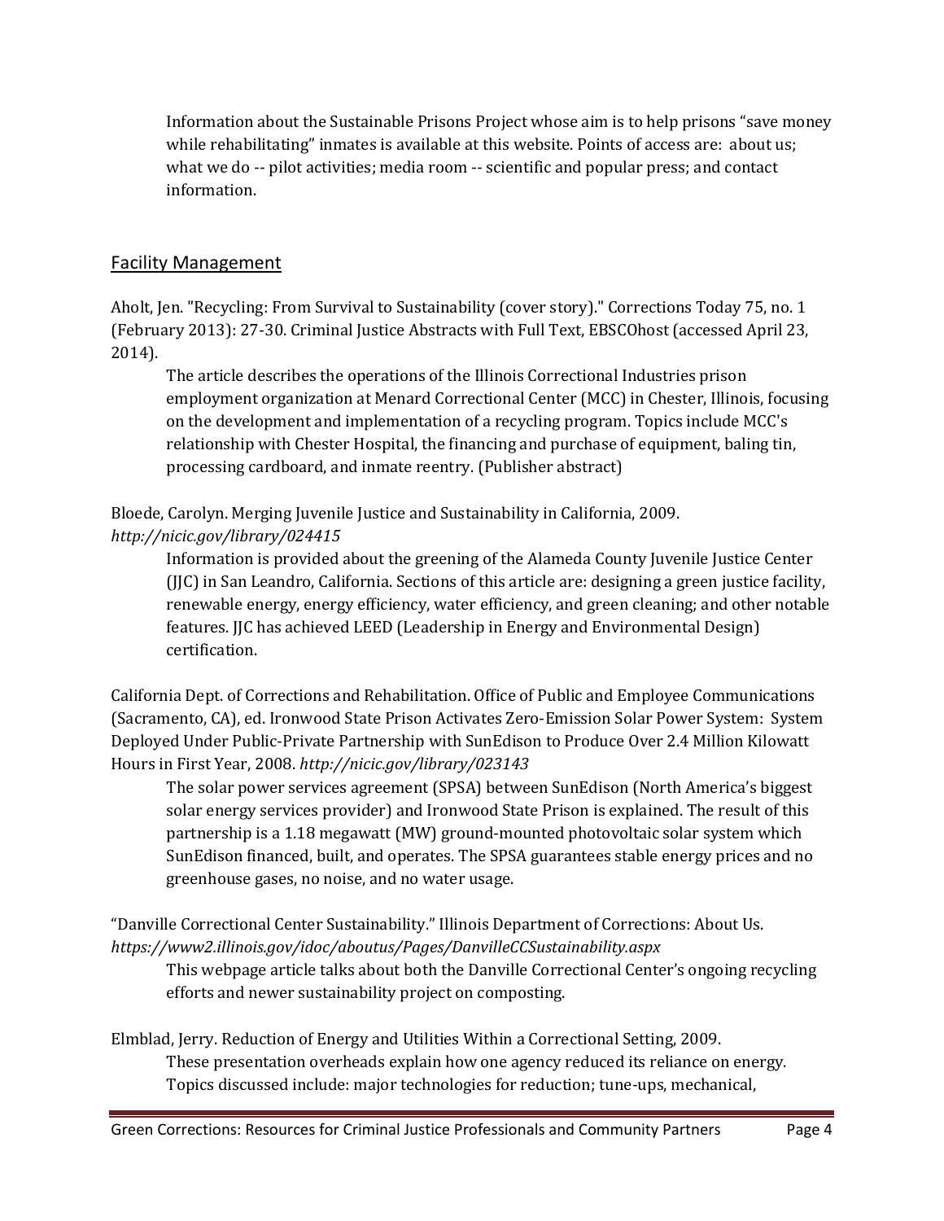Information about the Sustainable Prisons Project whose aim is to help prisons "save money while rehabilitating" inmates is available at this website. Points of access are: about us; what we do -- pilot activities; media room -- scientific and popular press; and contact information.

## Facility Management

Aholt, Jen. "Recycling: From Survival to Sustainability (cover story)." Corrections Today 75, no. 1 (February 2013): 27-30. Criminal Justice Abstracts with Full Text, EBSCOhost (accessed April 23, 2014).

The article describes the operations of the Illinois Correctional Industries prison employment organization at Menard Correctional Center (MCC) in Chester, Illinois, focusing on the development and implementation of a recycling program. Topics include MCC's relationship with Chester Hospital, the financing and purchase of equipment, baling tin, processing cardboard, and inmate reentry. (Publisher abstract)

Bloede, Carolyn. Merging Juvenile Justice and Sustainability in California, 2009. *http://nicic.gov/library/024415*

Information is provided about the greening of the Alameda County Juvenile Justice Center (JJC) in San Leandro, California. Sections of this article are: designing a green justice facility, renewable energy, energy efficiency, water efficiency, and green cleaning; and other notable features. JJC has achieved LEED (Leadership in Energy and Environmental Design) certification.

California Dept. of Corrections and Rehabilitation. Office of Public and Employee Communications (Sacramento, CA), ed. Ironwood State Prison Activates Zero-Emission Solar Power System: System Deployed Under Public-Private Partnership with SunEdison to Produce Over 2.4 Million Kilowatt Hours in First Year, 2008. *http://nicic.gov/library/023143*

The solar power services agreement (SPSA) between SunEdison (North America's biggest solar energy services provider) and Ironwood State Prison is explained. The result of this partnership is a 1.18 megawatt (MW) ground-mounted photovoltaic solar system which SunEdison financed, built, and operates. The SPSA guarantees stable energy prices and no greenhouse gases, no noise, and no water usage.

"Danville Correctional Center Sustainability." Illinois Department of Corrections: About Us. *https://www2.illinois.gov/idoc/aboutus/Pages/DanvilleCCSustainability.aspx*

This webpage article talks about both the Danville Correctional Center's ongoing recycling efforts and newer sustainability project on composting.

Elmblad, Jerry. Reduction of Energy and Utilities Within a Correctional Setting, 2009.

These presentation overheads explain how one agency reduced its reliance on energy. Topics discussed include: major technologies for reduction; tune-ups, mechanical,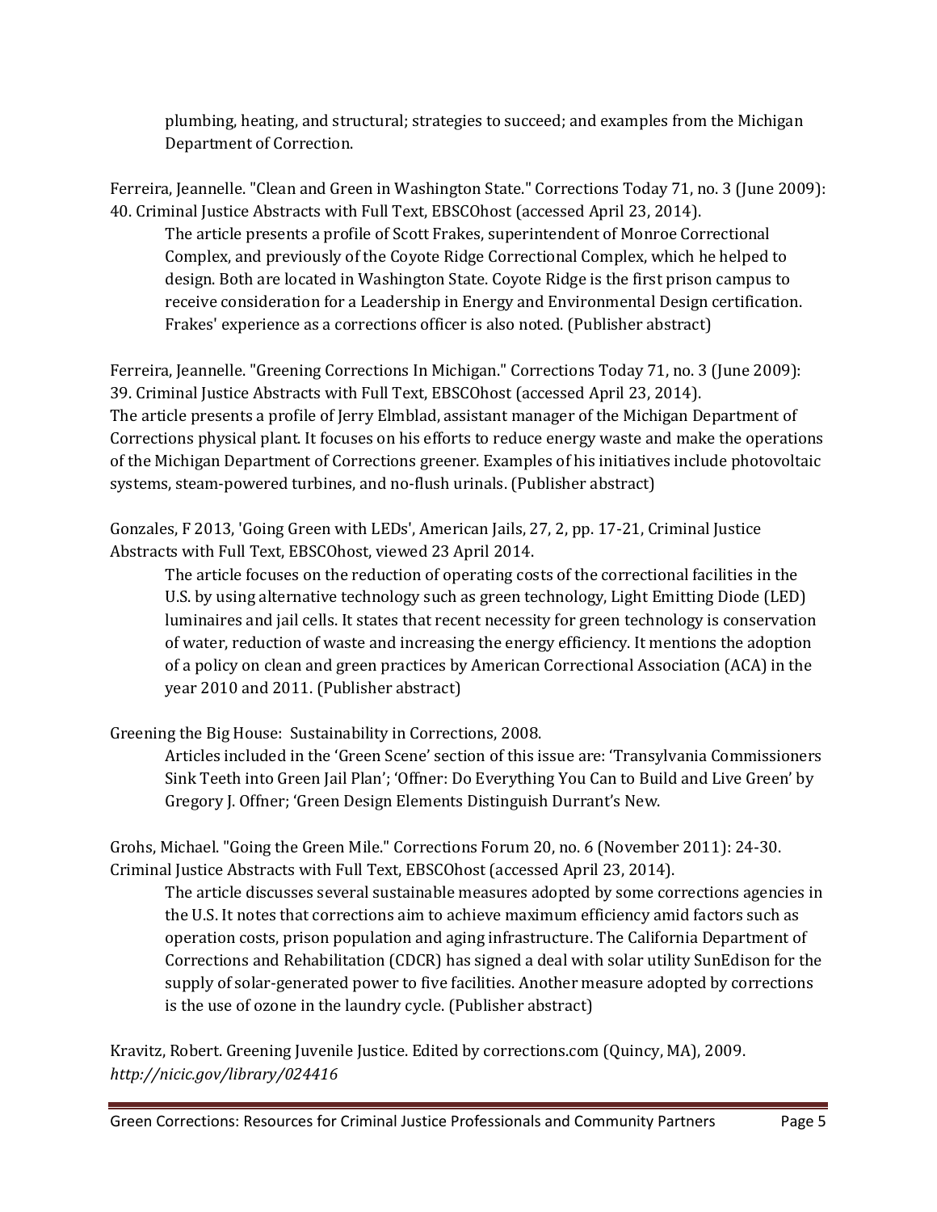plumbing, heating, and structural; strategies to succeed; and examples from the Michigan Department of Correction.

Ferreira, Jeannelle. "Clean and Green in Washington State." Corrections Today 71, no. 3 (June 2009): 40. Criminal Justice Abstracts with Full Text, EBSCOhost (accessed April 23, 2014).

> The article presents a profile of Scott Frakes, superintendent of Monroe Correctional Complex, and previously of the Coyote Ridge Correctional Complex, which he helped to design. Both are located in Washington State. Coyote Ridge is the first prison campus to receive consideration for a Leadership in Energy and Environmental Design certification. Frakes' experience as a corrections officer is also noted. (Publisher abstract)

Ferreira, Jeannelle. "Greening Corrections In Michigan." Corrections Today 71, no. 3 (June 2009): 39. Criminal Justice Abstracts with Full Text, EBSCOhost (accessed April 23, 2014).
The article presents a profile of Jerry Elmblad, assistant manager of the Michigan Department of Corrections physical plant. It focuses on his efforts to reduce energy waste and make the operations of the Michigan Department of Corrections greener. Examples of his initiatives include photovoltaic systems, steam-powered turbines, and no-flush urinals. (Publisher abstract)

Gonzales, F 2013, 'Going Green with LEDs', American Jails, 27, 2, pp. 17-21, Criminal Justice Abstracts with Full Text, EBSCOhost, viewed 23 April 2014.

> The article focuses on the reduction of operating costs of the correctional facilities in the U.S. by using alternative technology such as green technology, Light Emitting Diode (LED) luminaires and jail cells. It states that recent necessity for green technology is conservation of water, reduction of waste and increasing the energy efficiency. It mentions the adoption of a policy on clean and green practices by American Correctional Association (ACA) in the year 2010 and 2011. (Publisher abstract)

Greening the Big House: Sustainability in Corrections, 2008.

> Articles included in the 'Green Scene' section of this issue are: 'Transylvania Commissioners Sink Teeth into Green Jail Plan'; 'Offner: Do Everything You Can to Build and Live Green' by Gregory J. Offner; 'Green Design Elements Distinguish Durrant's New.

Grohs, Michael. "Going the Green Mile." Corrections Forum 20, no. 6 (November 2011): 24-30. Criminal Justice Abstracts with Full Text, EBSCOhost (accessed April 23, 2014).

> The article discusses several sustainable measures adopted by some corrections agencies in the U.S. It notes that corrections aim to achieve maximum efficiency amid factors such as operation costs, prison population and aging infrastructure. The California Department of Corrections and Rehabilitation (CDCR) has signed a deal with solar utility SunEdison for the supply of solar-generated power to five facilities. Another measure adopted by corrections is the use of ozone in the laundry cycle. (Publisher abstract)

Kravitz, Robert. Greening Juvenile Justice. Edited by corrections.com (Quincy, MA), 2009. *http://nicic.gov/library/024416*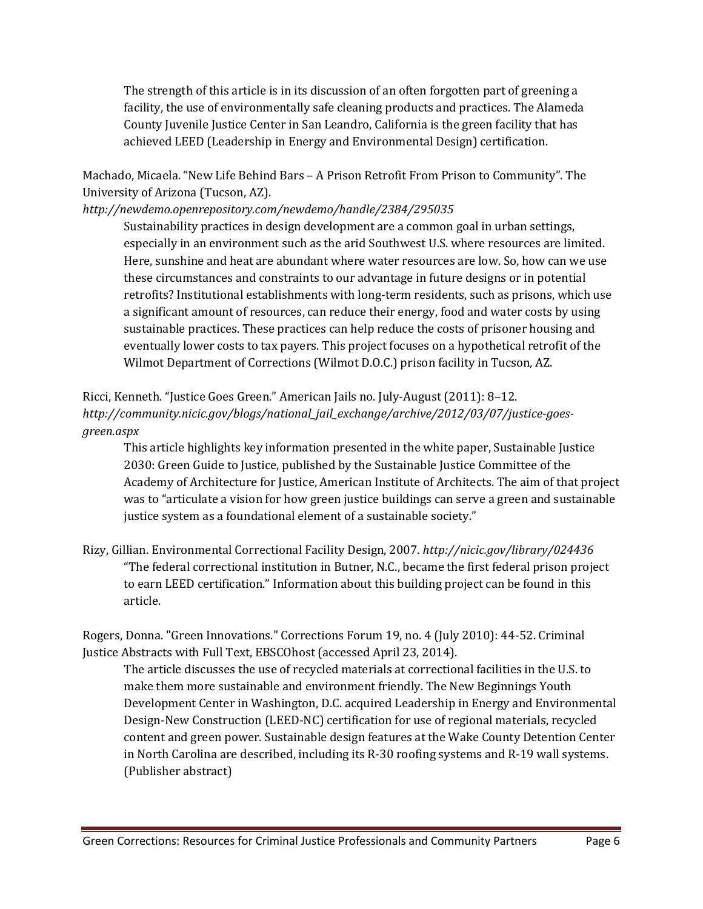The strength of this article is in its discussion of an often forgotten part of greening a facility, the use of environmentally safe cleaning products and practices. The Alameda County Juvenile Justice Center in San Leandro, California is the green facility that has achieved LEED (Leadership in Energy and Environmental Design) certification.

Machado, Micaela. "New Life Behind Bars – A Prison Retrofit From Prison to Community". The University of Arizona (Tucson, AZ).
*http://newdemo.openrepository.com/newdemo/handle/2384/295035*

Sustainability practices in design development are a common goal in urban settings, especially in an environment such as the arid Southwest U.S. where resources are limited. Here, sunshine and heat are abundant where water resources are low. So, how can we use these circumstances and constraints to our advantage in future designs or in potential retrofits? Institutional establishments with long-term residents, such as prisons, which use a significant amount of resources, can reduce their energy, food and water costs by using sustainable practices. These practices can help reduce the costs of prisoner housing and eventually lower costs to tax payers. This project focuses on a hypothetical retrofit of the Wilmot Department of Corrections (Wilmot D.O.C.) prison facility in Tucson, AZ.

Ricci, Kenneth. "Justice Goes Green." American Jails no. July-August (2011): 8–12.
*http://community.nicic.gov/blogs/national_jail_exchange/archive/2012/03/07/justice-goes-green.aspx*

This article highlights key information presented in the white paper, Sustainable Justice 2030: Green Guide to Justice, published by the Sustainable Justice Committee of the Academy of Architecture for Justice, American Institute of Architects. The aim of that project was to "articulate a vision for how green justice buildings can serve a green and sustainable justice system as a foundational element of a sustainable society."

Rizy, Gillian. Environmental Correctional Facility Design, 2007. *http://nicic.gov/library/024436*

"The federal correctional institution in Butner, N.C., became the first federal prison project to earn LEED certification." Information about this building project can be found in this article.

Rogers, Donna. "Green Innovations." Corrections Forum 19, no. 4 (July 2010): 44-52. Criminal Justice Abstracts with Full Text, EBSCOhost (accessed April 23, 2014).

The article discusses the use of recycled materials at correctional facilities in the U.S. to make them more sustainable and environment friendly. The New Beginnings Youth Development Center in Washington, D.C. acquired Leadership in Energy and Environmental Design-New Construction (LEED-NC) certification for use of regional materials, recycled content and green power. Sustainable design features at the Wake County Detention Center in North Carolina are described, including its R-30 roofing systems and R-19 wall systems. (Publisher abstract)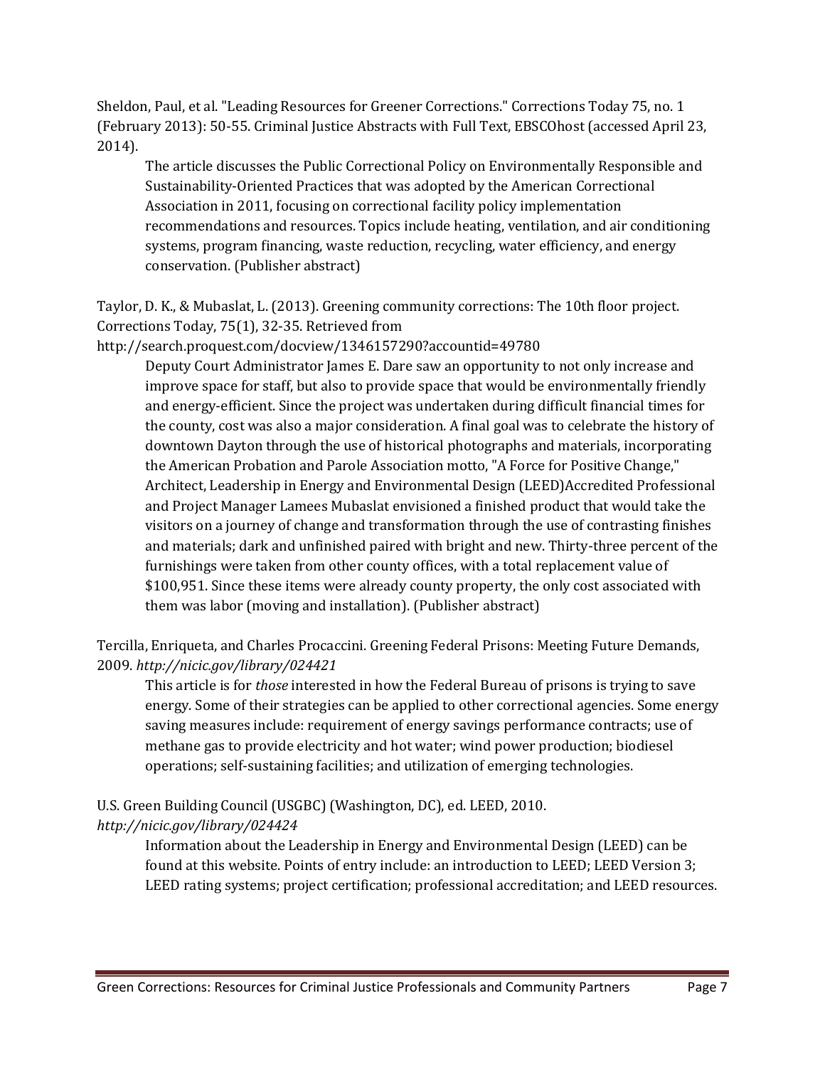Sheldon, Paul, et al. "Leading Resources for Greener Corrections." Corrections Today 75, no. 1 (February 2013): 50-55. Criminal Justice Abstracts with Full Text, EBSCOhost (accessed April 23, 2014).

> The article discusses the Public Correctional Policy on Environmentally Responsible and Sustainability-Oriented Practices that was adopted by the American Correctional Association in 2011, focusing on correctional facility policy implementation recommendations and resources. Topics include heating, ventilation, and air conditioning systems, program financing, waste reduction, recycling, water efficiency, and energy conservation. (Publisher abstract)

Taylor, D. K., & Mubaslat, L. (2013). Greening community corrections: The 10th floor project. Corrections Today, 75(1), 32-35. Retrieved from http://search.proquest.com/docview/1346157290?accountid=49780

> Deputy Court Administrator James E. Dare saw an opportunity to not only increase and improve space for staff, but also to provide space that would be environmentally friendly and energy-efficient. Since the project was undertaken during difficult financial times for the county, cost was also a major consideration. A final goal was to celebrate the history of downtown Dayton through the use of historical photographs and materials, incorporating the American Probation and Parole Association motto, "A Force for Positive Change," Architect, Leadership in Energy and Environmental Design (LEED)Accredited Professional and Project Manager Lamees Mubaslat envisioned a finished product that would take the visitors on a journey of change and transformation through the use of contrasting finishes and materials; dark and unfinished paired with bright and new. Thirty-three percent of the furnishings were taken from other county offices, with a total replacement value of $100,951. Since these items were already county property, the only cost associated with them was labor (moving and installation). (Publisher abstract)

Tercilla, Enriqueta, and Charles Procaccini. Greening Federal Prisons: Meeting Future Demands, 2009. *http://nicic.gov/library/024421*

> This article is for *those* interested in how the Federal Bureau of prisons is trying to save energy. Some of their strategies can be applied to other correctional agencies. Some energy saving measures include: requirement of energy savings performance contracts; use of methane gas to provide electricity and hot water; wind power production; biodiesel operations; self-sustaining facilities; and utilization of emerging technologies.

U.S. Green Building Council (USGBC) (Washington, DC), ed. LEED, 2010. *http://nicic.gov/library/024424*

> Information about the Leadership in Energy and Environmental Design (LEED) can be found at this website. Points of entry include: an introduction to LEED; LEED Version 3; LEED rating systems; project certification; professional accreditation; and LEED resources.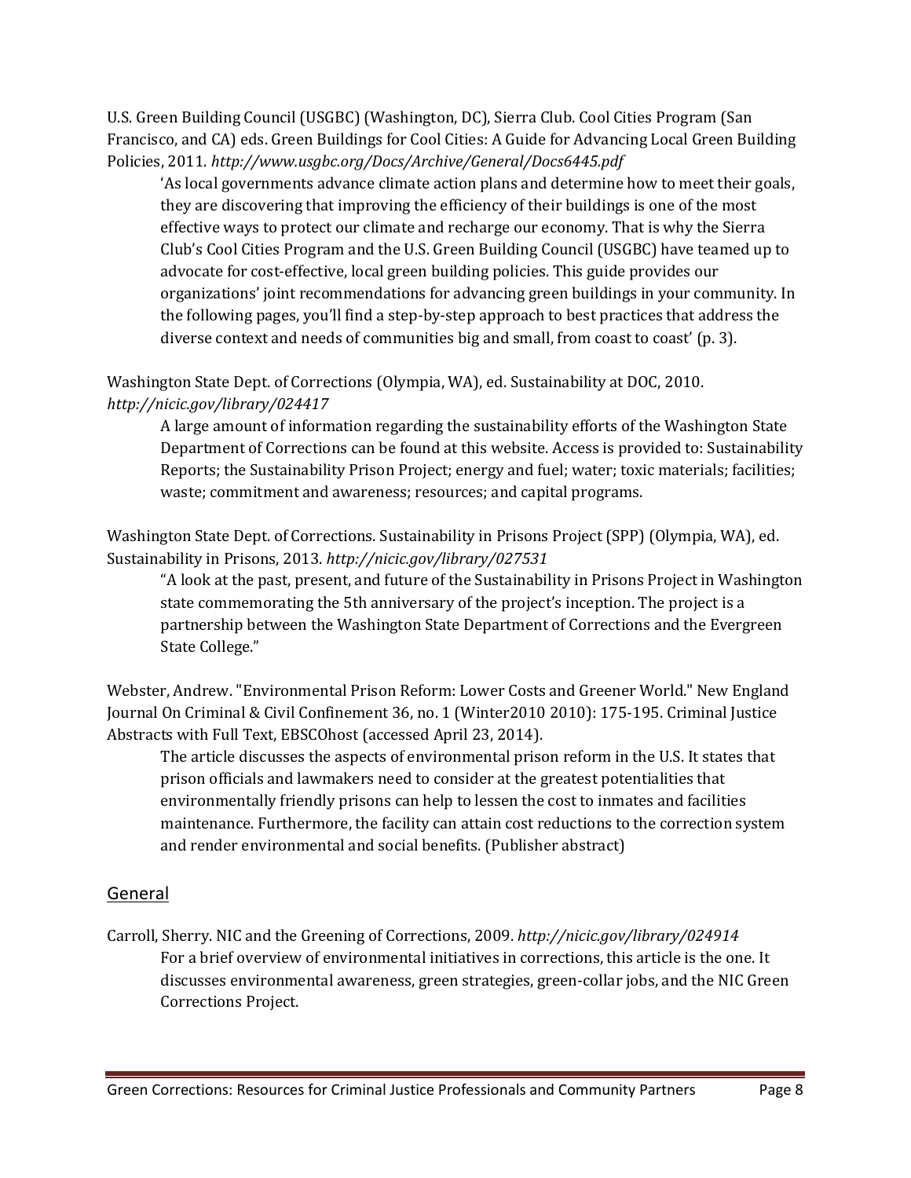U.S. Green Building Council (USGBC) (Washington, DC), Sierra Club. Cool Cities Program (San Francisco, and CA) eds. Green Buildings for Cool Cities: A Guide for Advancing Local Green Building Policies, 2011. *http://www.usgbc.org/Docs/Archive/General/Docs6445.pdf*

> 'As local governments advance climate action plans and determine how to meet their goals, they are discovering that improving the efficiency of their buildings is one of the most effective ways to protect our climate and recharge our economy. That is why the Sierra Club's Cool Cities Program and the U.S. Green Building Council (USGBC) have teamed up to advocate for cost-effective, local green building policies. This guide provides our organizations' joint recommendations for advancing green buildings in your community. In the following pages, you'll find a step-by-step approach to best practices that address the diverse context and needs of communities big and small, from coast to coast' (p. 3).

Washington State Dept. of Corrections (Olympia, WA), ed. Sustainability at DOC, 2010. *http://nicic.gov/library/024417*

> A large amount of information regarding the sustainability efforts of the Washington State Department of Corrections can be found at this website. Access is provided to: Sustainability Reports; the Sustainability Prison Project; energy and fuel; water; toxic materials; facilities; waste; commitment and awareness; resources; and capital programs.

Washington State Dept. of Corrections. Sustainability in Prisons Project (SPP) (Olympia, WA), ed. Sustainability in Prisons, 2013. *http://nicic.gov/library/027531*

> "A look at the past, present, and future of the Sustainability in Prisons Project in Washington state commemorating the 5th anniversary of the project's inception. The project is a partnership between the Washington State Department of Corrections and the Evergreen State College."

Webster, Andrew. "Environmental Prison Reform: Lower Costs and Greener World." New England Journal On Criminal & Civil Confinement 36, no. 1 (Winter2010 2010): 175-195. Criminal Justice Abstracts with Full Text, EBSCOhost (accessed April 23, 2014).

> The article discusses the aspects of environmental prison reform in the U.S. It states that prison officials and lawmakers need to consider at the greatest potentialities that environmentally friendly prisons can help to lessen the cost to inmates and facilities maintenance. Furthermore, the facility can attain cost reductions to the correction system and render environmental and social benefits. (Publisher abstract)

## General

Carroll, Sherry. NIC and the Greening of Corrections, 2009. *http://nicic.gov/library/024914*

> For a brief overview of environmental initiatives in corrections, this article is the one. It discusses environmental awareness, green strategies, green-collar jobs, and the NIC Green Corrections Project.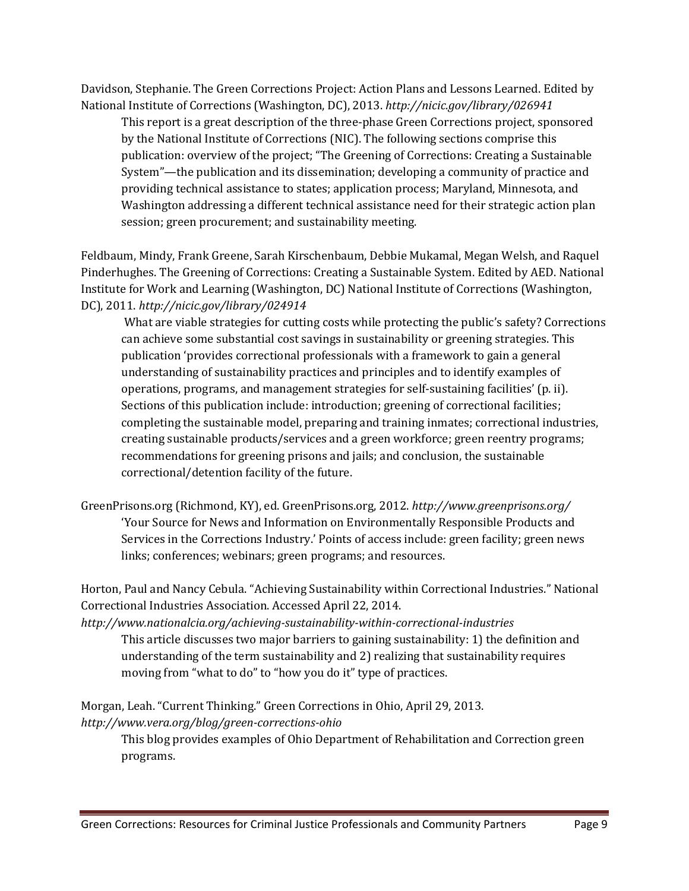Davidson, Stephanie. The Green Corrections Project: Action Plans and Lessons Learned. Edited by National Institute of Corrections (Washington, DC), 2013. *http://nicic.gov/library/026941*

> This report is a great description of the three-phase Green Corrections project, sponsored by the National Institute of Corrections (NIC). The following sections comprise this publication: overview of the project; "The Greening of Corrections: Creating a Sustainable System"—the publication and its dissemination; developing a community of practice and providing technical assistance to states; application process; Maryland, Minnesota, and Washington addressing a different technical assistance need for their strategic action plan session; green procurement; and sustainability meeting.

Feldbaum, Mindy, Frank Greene, Sarah Kirschenbaum, Debbie Mukamal, Megan Welsh, and Raquel Pinderhughes. The Greening of Corrections: Creating a Sustainable System. Edited by AED. National Institute for Work and Learning (Washington, DC) National Institute of Corrections (Washington, DC), 2011. *http://nicic.gov/library/024914*

> What are viable strategies for cutting costs while protecting the public's safety? Corrections can achieve some substantial cost savings in sustainability or greening strategies. This publication 'provides correctional professionals with a framework to gain a general understanding of sustainability practices and principles and to identify examples of operations, programs, and management strategies for self-sustaining facilities' (p. ii). Sections of this publication include: introduction; greening of correctional facilities; completing the sustainable model, preparing and training inmates; correctional industries, creating sustainable products/services and a green workforce; green reentry programs; recommendations for greening prisons and jails; and conclusion, the sustainable correctional/detention facility of the future.

GreenPrisons.org (Richmond, KY), ed. GreenPrisons.org, 2012. *http://www.greenprisons.org/*

> 'Your Source for News and Information on Environmentally Responsible Products and Services in the Corrections Industry.' Points of access include: green facility; green news links; conferences; webinars; green programs; and resources.

Horton, Paul and Nancy Cebula. "Achieving Sustainability within Correctional Industries." National Correctional Industries Association. Accessed April 22, 2014. *http://www.nationalcia.org/achieving-sustainability-within-correctional-industries*

> This article discusses two major barriers to gaining sustainability: 1) the definition and understanding of the term sustainability and 2) realizing that sustainability requires moving from "what to do" to "how you do it" type of practices.

Morgan, Leah. "Current Thinking." Green Corrections in Ohio, April 29, 2013. *http://www.vera.org/blog/green-corrections-ohio*

> This blog provides examples of Ohio Department of Rehabilitation and Correction green programs.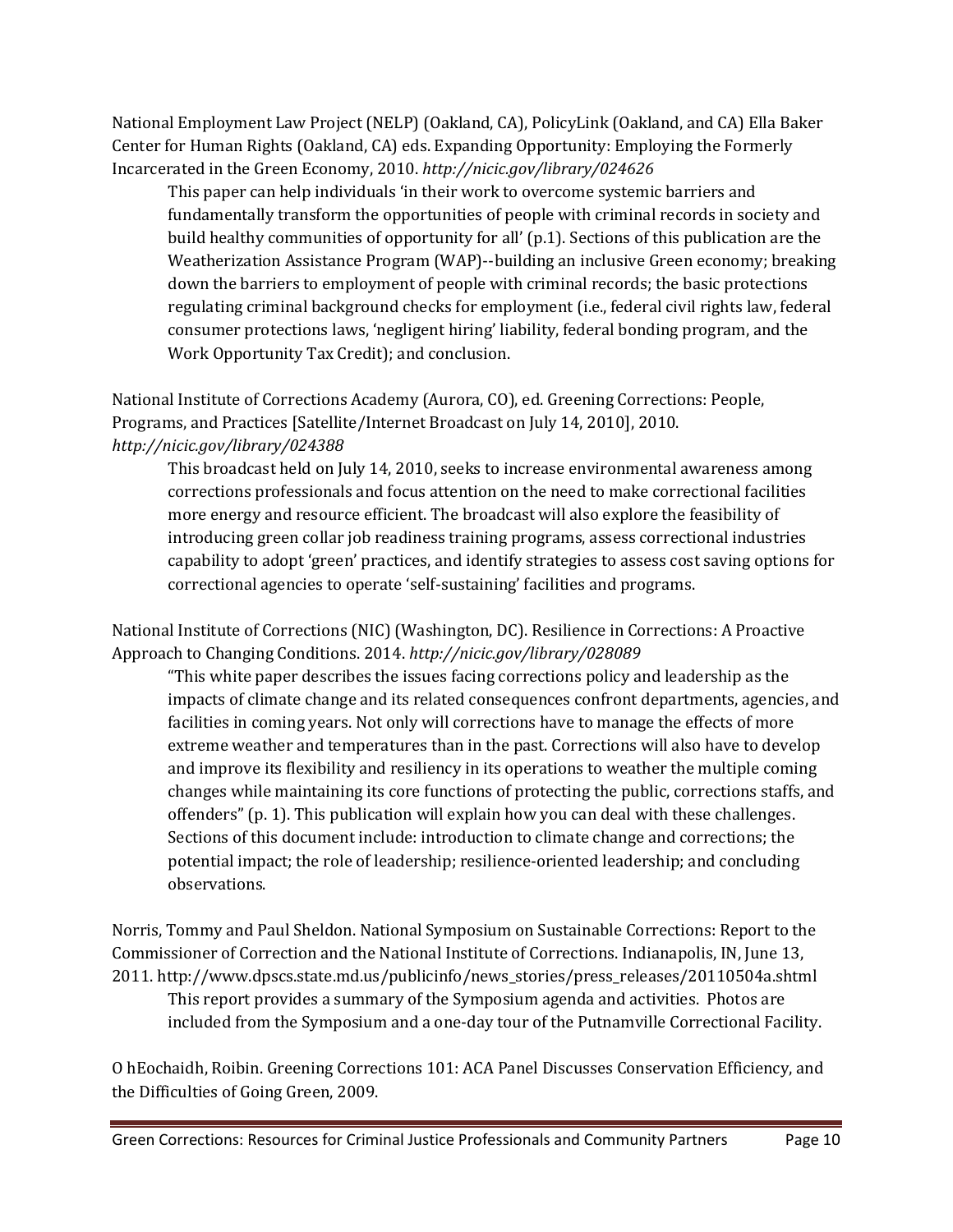National Employment Law Project (NELP) (Oakland, CA), PolicyLink (Oakland, and CA) Ella Baker Center for Human Rights (Oakland, CA) eds. Expanding Opportunity: Employing the Formerly Incarcerated in the Green Economy, 2010. *http://nicic.gov/library/024626*

> This paper can help individuals 'in their work to overcome systemic barriers and fundamentally transform the opportunities of people with criminal records in society and build healthy communities of opportunity for all' (p.1). Sections of this publication are the Weatherization Assistance Program (WAP)--building an inclusive Green economy; breaking down the barriers to employment of people with criminal records; the basic protections regulating criminal background checks for employment (i.e., federal civil rights law, federal consumer protections laws, 'negligent hiring' liability, federal bonding program, and the Work Opportunity Tax Credit); and conclusion.

National Institute of Corrections Academy (Aurora, CO), ed. Greening Corrections: People, Programs, and Practices [Satellite/Internet Broadcast on July 14, 2010], 2010. *http://nicic.gov/library/024388*

> This broadcast held on July 14, 2010, seeks to increase environmental awareness among corrections professionals and focus attention on the need to make correctional facilities more energy and resource efficient. The broadcast will also explore the feasibility of introducing green collar job readiness training programs, assess correctional industries capability to adopt 'green' practices, and identify strategies to assess cost saving options for correctional agencies to operate 'self-sustaining' facilities and programs.

National Institute of Corrections (NIC) (Washington, DC). Resilience in Corrections: A Proactive Approach to Changing Conditions. 2014. *http://nicic.gov/library/028089*

> "This white paper describes the issues facing corrections policy and leadership as the impacts of climate change and its related consequences confront departments, agencies, and facilities in coming years. Not only will corrections have to manage the effects of more extreme weather and temperatures than in the past. Corrections will also have to develop and improve its flexibility and resiliency in its operations to weather the multiple coming changes while maintaining its core functions of protecting the public, corrections staffs, and offenders" (p. 1). This publication will explain how you can deal with these challenges. Sections of this document include: introduction to climate change and corrections; the potential impact; the role of leadership; resilience-oriented leadership; and concluding observations.

Norris, Tommy and Paul Sheldon. National Symposium on Sustainable Corrections: Report to the Commissioner of Correction and the National Institute of Corrections. Indianapolis, IN, June 13, 2011. http://www.dpscs.state.md.us/publicinfo/news_stories/press_releases/20110504a.shtml

> This report provides a summary of the Symposium agenda and activities. Photos are included from the Symposium and a one-day tour of the Putnamville Correctional Facility.

O hEochaidh, Roibin. Greening Corrections 101: ACA Panel Discusses Conservation Efficiency, and the Difficulties of Going Green, 2009.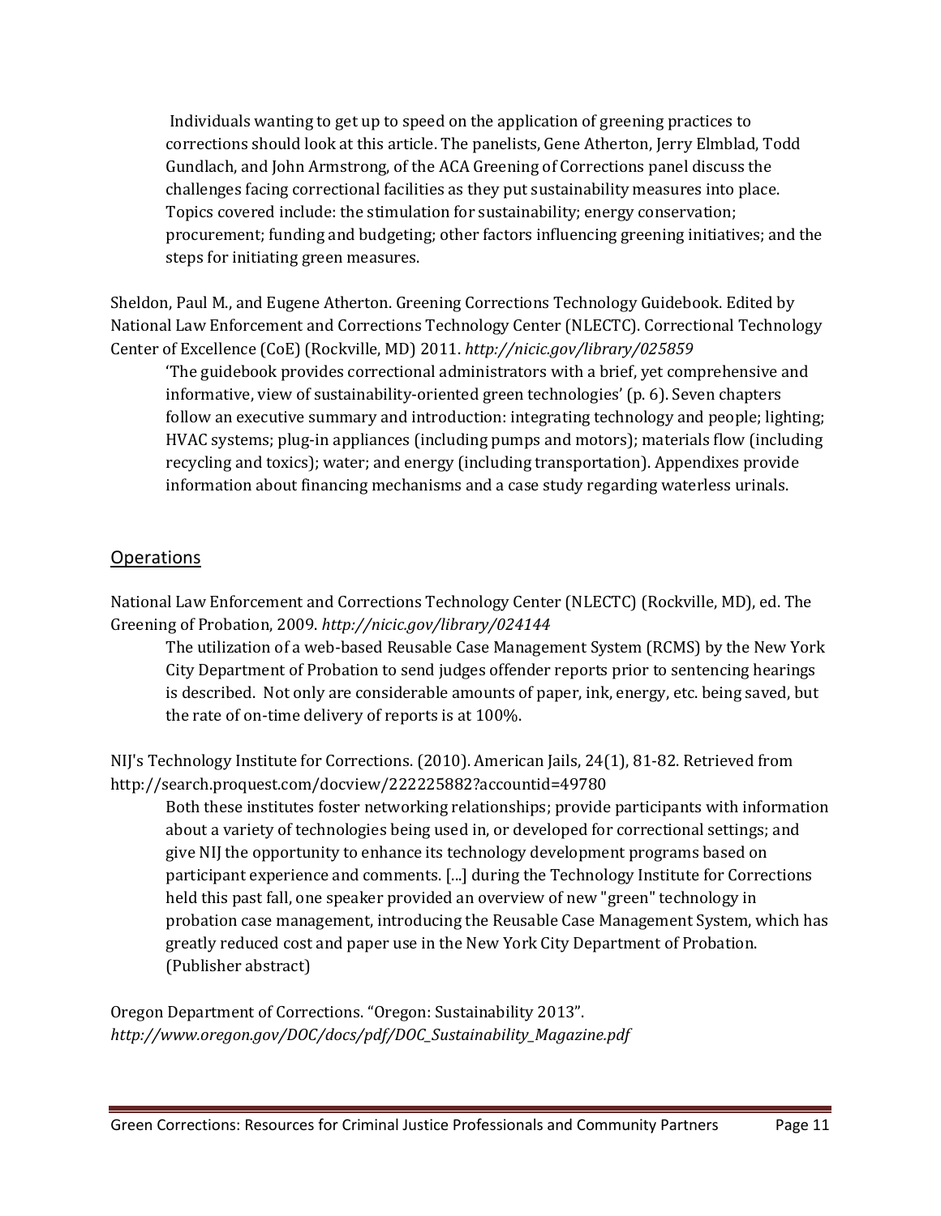Individuals wanting to get up to speed on the application of greening practices to corrections should look at this article. The panelists, Gene Atherton, Jerry Elmblad, Todd Gundlach, and John Armstrong, of the ACA Greening of Corrections panel discuss the challenges facing correctional facilities as they put sustainability measures into place. Topics covered include: the stimulation for sustainability; energy conservation; procurement; funding and budgeting; other factors influencing greening initiatives; and the steps for initiating green measures.

Sheldon, Paul M., and Eugene Atherton. Greening Corrections Technology Guidebook. Edited by National Law Enforcement and Corrections Technology Center (NLECTC). Correctional Technology Center of Excellence (CoE) (Rockville, MD) 2011. *http://nicic.gov/library/025859*

'The guidebook provides correctional administrators with a brief, yet comprehensive and informative, view of sustainability-oriented green technologies' (p. 6). Seven chapters follow an executive summary and introduction: integrating technology and people; lighting; HVAC systems; plug-in appliances (including pumps and motors); materials flow (including recycling and toxics); water; and energy (including transportation). Appendixes provide information about financing mechanisms and a case study regarding waterless urinals.

## Operations

National Law Enforcement and Corrections Technology Center (NLECTC) (Rockville, MD), ed. The Greening of Probation, 2009. *http://nicic.gov/library/024144*

The utilization of a web-based Reusable Case Management System (RCMS) by the New York City Department of Probation to send judges offender reports prior to sentencing hearings is described. Not only are considerable amounts of paper, ink, energy, etc. being saved, but the rate of on-time delivery of reports is at 100%.

NIJ's Technology Institute for Corrections. (2010). American Jails, 24(1), 81-82. Retrieved from http://search.proquest.com/docview/222225882?accountid=49780

Both these institutes foster networking relationships; provide participants with information about a variety of technologies being used in, or developed for correctional settings; and give NIJ the opportunity to enhance its technology development programs based on participant experience and comments. [...] during the Technology Institute for Corrections held this past fall, one speaker provided an overview of new "green" technology in probation case management, introducing the Reusable Case Management System, which has greatly reduced cost and paper use in the New York City Department of Probation. (Publisher abstract)

Oregon Department of Corrections. "Oregon: Sustainability 2013". *http://www.oregon.gov/DOC/docs/pdf/DOC_Sustainability_Magazine.pdf*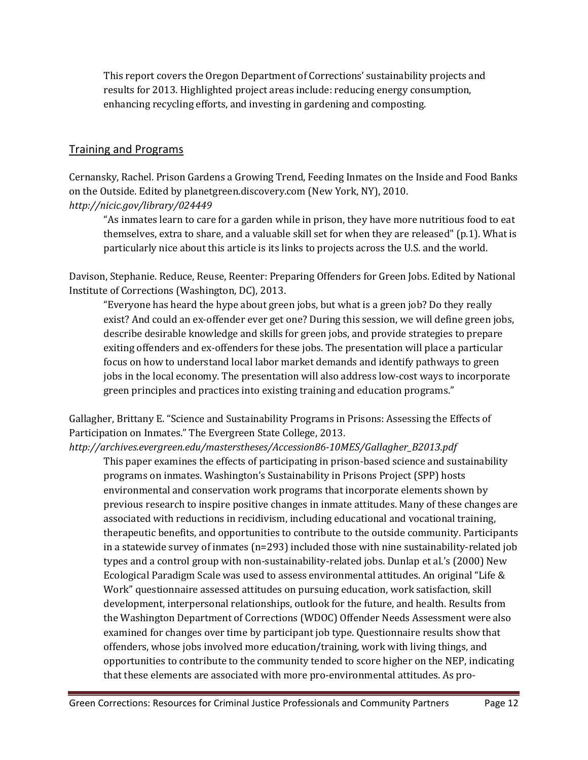This report covers the Oregon Department of Corrections' sustainability projects and results for 2013. Highlighted project areas include: reducing energy consumption, enhancing recycling efforts, and investing in gardening and composting.

## Training and Programs

Cernansky, Rachel. Prison Gardens a Growing Trend, Feeding Inmates on the Inside and Food Banks on the Outside. Edited by planetgreen.discovery.com (New York, NY), 2010.
*http://nicic.gov/library/024449*

> "As inmates learn to care for a garden while in prison, they have more nutritious food to eat themselves, extra to share, and a valuable skill set for when they are released" (p.1). What is particularly nice about this article is its links to projects across the U.S. and the world.

Davison, Stephanie. Reduce, Reuse, Reenter: Preparing Offenders for Green Jobs. Edited by National Institute of Corrections (Washington, DC), 2013.

> "Everyone has heard the hype about green jobs, but what is a green job? Do they really exist? And could an ex-offender ever get one? During this session, we will define green jobs, describe desirable knowledge and skills for green jobs, and provide strategies to prepare exiting offenders and ex-offenders for these jobs. The presentation will place a particular focus on how to understand local labor market demands and identify pathways to green jobs in the local economy. The presentation will also address low-cost ways to incorporate green principles and practices into existing training and education programs."

Gallagher, Brittany E. "Science and Sustainability Programs in Prisons: Assessing the Effects of Participation on Inmates." The Evergreen State College, 2013.
*http://archives.evergreen.edu/masterstheses/Accession86-10MES/Gallagher_B2013.pdf*

> This paper examines the effects of participating in prison-based science and sustainability programs on inmates. Washington's Sustainability in Prisons Project (SPP) hosts environmental and conservation work programs that incorporate elements shown by previous research to inspire positive changes in inmate attitudes. Many of these changes are associated with reductions in recidivism, including educational and vocational training, therapeutic benefits, and opportunities to contribute to the outside community. Participants in a statewide survey of inmates (n=293) included those with nine sustainability-related job types and a control group with non-sustainability-related jobs. Dunlap et al.'s (2000) New Ecological Paradigm Scale was used to assess environmental attitudes. An original "Life & Work" questionnaire assessed attitudes on pursuing education, work satisfaction, skill development, interpersonal relationships, outlook for the future, and health. Results from the Washington Department of Corrections (WDOC) Offender Needs Assessment were also examined for changes over time by participant job type. Questionnaire results show that offenders, whose jobs involved more education/training, work with living things, and opportunities to contribute to the community tended to score higher on the NEP, indicating that these elements are associated with more pro-environmental attitudes. As pro-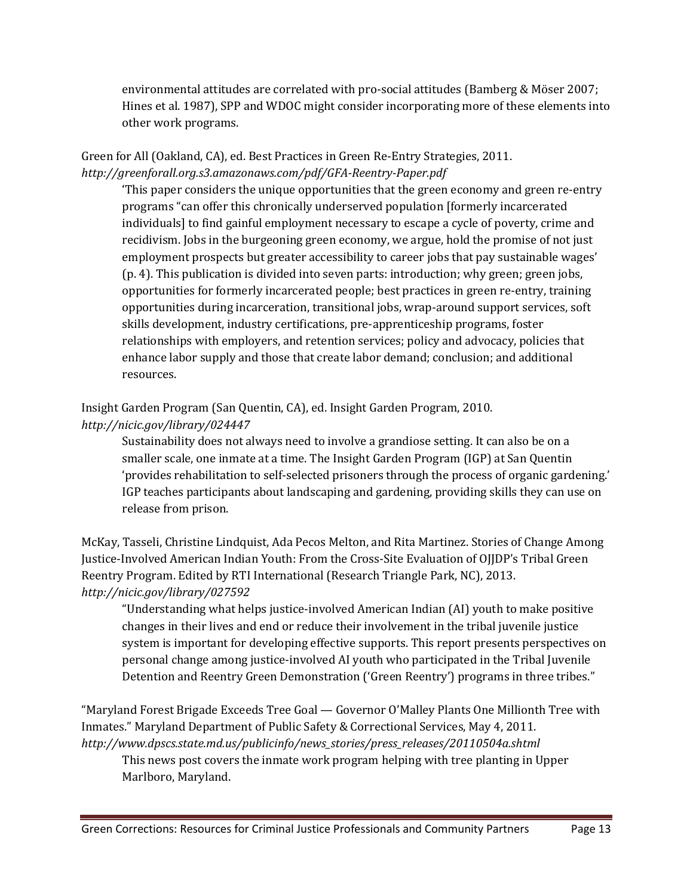environmental attitudes are correlated with pro-social attitudes (Bamberg & Möser 2007; Hines et al. 1987), SPP and WDOC might consider incorporating more of these elements into other work programs.

Green for All (Oakland, CA), ed. Best Practices in Green Re-Entry Strategies, 2011.
*http://greenforall.org.s3.amazonaws.com/pdf/GFA-Reentry-Paper.pdf*

> 'This paper considers the unique opportunities that the green economy and green re-entry programs "can offer this chronically underserved population [formerly incarcerated individuals] to find gainful employment necessary to escape a cycle of poverty, crime and recidivism. Jobs in the burgeoning green economy, we argue, hold the promise of not just employment prospects but greater accessibility to career jobs that pay sustainable wages' (p. 4). This publication is divided into seven parts: introduction; why green; green jobs, opportunities for formerly incarcerated people; best practices in green re-entry, training opportunities during incarceration, transitional jobs, wrap-around support services, soft skills development, industry certifications, pre-apprenticeship programs, foster relationships with employers, and retention services; policy and advocacy, policies that enhance labor supply and those that create labor demand; conclusion; and additional resources.

Insight Garden Program (San Quentin, CA), ed. Insight Garden Program, 2010.
*http://nicic.gov/library/024447*

> Sustainability does not always need to involve a grandiose setting. It can also be on a smaller scale, one inmate at a time. The Insight Garden Program (IGP) at San Quentin 'provides rehabilitation to self-selected prisoners through the process of organic gardening.' IGP teaches participants about landscaping and gardening, providing skills they can use on release from prison.

McKay, Tasseli, Christine Lindquist, Ada Pecos Melton, and Rita Martinez. Stories of Change Among Justice-Involved American Indian Youth: From the Cross-Site Evaluation of OJJDP's Tribal Green Reentry Program. Edited by RTI International (Research Triangle Park, NC), 2013.
*http://nicic.gov/library/027592*

> "Understanding what helps justice-involved American Indian (AI) youth to make positive changes in their lives and end or reduce their involvement in the tribal juvenile justice system is important for developing effective supports. This report presents perspectives on personal change among justice-involved AI youth who participated in the Tribal Juvenile Detention and Reentry Green Demonstration ('Green Reentry') programs in three tribes."

"Maryland Forest Brigade Exceeds Tree Goal — Governor O'Malley Plants One Millionth Tree with Inmates." Maryland Department of Public Safety & Correctional Services, May 4, 2011.
*http://www.dpscs.state.md.us/publicinfo/news_stories/press_releases/20110504a.shtml*

> This news post covers the inmate work program helping with tree planting in Upper Marlboro, Maryland.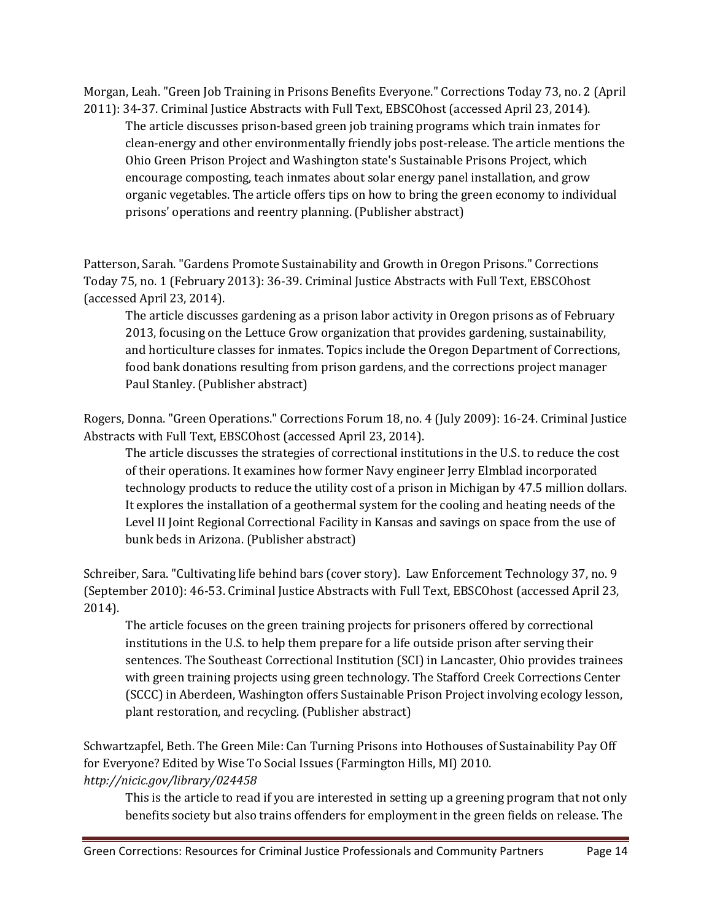Morgan, Leah. "Green Job Training in Prisons Benefits Everyone." Corrections Today 73, no. 2 (April 2011): 34-37. Criminal Justice Abstracts with Full Text, EBSCOhost (accessed April 23, 2014).

> The article discusses prison-based green job training programs which train inmates for clean-energy and other environmentally friendly jobs post-release. The article mentions the Ohio Green Prison Project and Washington state's Sustainable Prisons Project, which encourage composting, teach inmates about solar energy panel installation, and grow organic vegetables. The article offers tips on how to bring the green economy to individual prisons' operations and reentry planning. (Publisher abstract)

Patterson, Sarah. "Gardens Promote Sustainability and Growth in Oregon Prisons." Corrections Today 75, no. 1 (February 2013): 36-39. Criminal Justice Abstracts with Full Text, EBSCOhost (accessed April 23, 2014).

> The article discusses gardening as a prison labor activity in Oregon prisons as of February 2013, focusing on the Lettuce Grow organization that provides gardening, sustainability, and horticulture classes for inmates. Topics include the Oregon Department of Corrections, food bank donations resulting from prison gardens, and the corrections project manager Paul Stanley. (Publisher abstract)

Rogers, Donna. "Green Operations." Corrections Forum 18, no. 4 (July 2009): 16-24. Criminal Justice Abstracts with Full Text, EBSCOhost (accessed April 23, 2014).

> The article discusses the strategies of correctional institutions in the U.S. to reduce the cost of their operations. It examines how former Navy engineer Jerry Elmblad incorporated technology products to reduce the utility cost of a prison in Michigan by 47.5 million dollars. It explores the installation of a geothermal system for the cooling and heating needs of the Level II Joint Regional Correctional Facility in Kansas and savings on space from the use of bunk beds in Arizona. (Publisher abstract)

Schreiber, Sara. "Cultivating life behind bars (cover story). Law Enforcement Technology 37, no. 9 (September 2010): 46-53. Criminal Justice Abstracts with Full Text, EBSCOhost (accessed April 23, 2014).

> The article focuses on the green training projects for prisoners offered by correctional institutions in the U.S. to help them prepare for a life outside prison after serving their sentences. The Southeast Correctional Institution (SCI) in Lancaster, Ohio provides trainees with green training projects using green technology. The Stafford Creek Corrections Center (SCCC) in Aberdeen, Washington offers Sustainable Prison Project involving ecology lesson, plant restoration, and recycling. (Publisher abstract)

Schwartzapfel, Beth. The Green Mile: Can Turning Prisons into Hothouses of Sustainability Pay Off for Everyone? Edited by Wise To Social Issues (Farmington Hills, MI) 2010. *http://nicic.gov/library/024458*

> This is the article to read if you are interested in setting up a greening program that not only benefits society but also trains offenders for employment in the green fields on release. The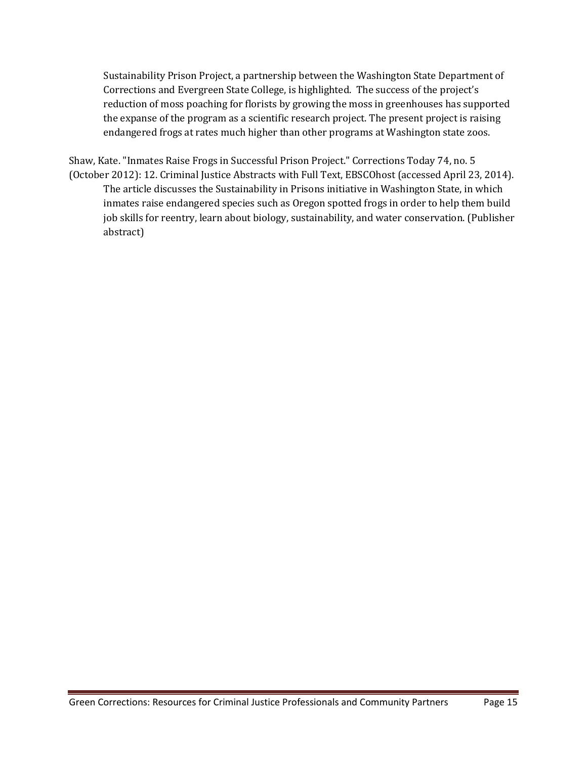Sustainability Prison Project, a partnership between the Washington State Department of Corrections and Evergreen State College, is highlighted. The success of the project's reduction of moss poaching for florists by growing the moss in greenhouses has supported the expanse of the program as a scientific research project. The present project is raising endangered frogs at rates much higher than other programs at Washington state zoos.

Shaw, Kate. "Inmates Raise Frogs in Successful Prison Project." Corrections Today 74, no. 5 (October 2012): 12. Criminal Justice Abstracts with Full Text, EBSCOhost (accessed April 23, 2014).

The article discusses the Sustainability in Prisons initiative in Washington State, in which inmates raise endangered species such as Oregon spotted frogs in order to help them build job skills for reentry, learn about biology, sustainability, and water conservation. (Publisher abstract)